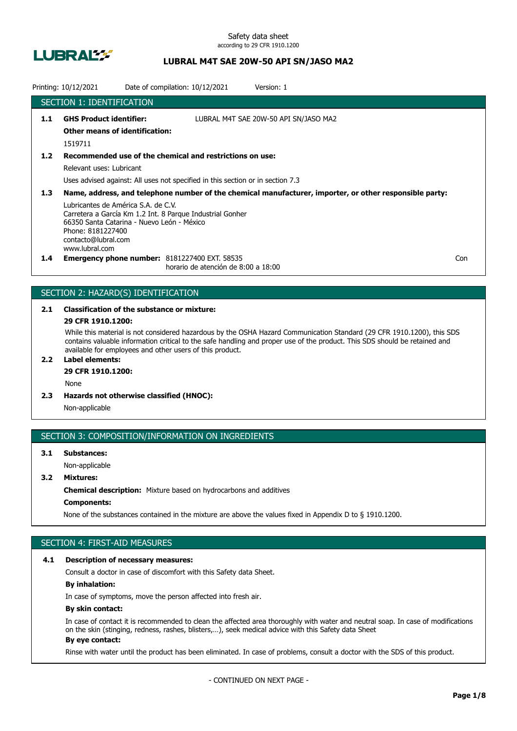Safety data sheet
according to 29 CFR 1910.1200

# LUBRAL M4T SAE 20W-50 API SN/JASO MA2

Printing: 10/12/2021 Date of compilation: 10/12/2021 Version: 1

## SECTION 1: IDENTIFICATION

**1.1 GHS Product identifier:** LUBRAL M4T SAE 20W-50 API SN/JASO MA2

**Other means of identification:**

1519711

**1.2 Recommended use of the chemical and restrictions on use:**

Relevant uses: Lubricant

Uses advised against: All uses not specified in this section or in section 7.3

**1.3 Name, address, and telephone number of the chemical manufacturer, importer, or other responsible party:**

Lubricantes de América S.A. de C.V.
Carretera a García Km 1.2 Int. 8 Parque Industrial Gonher
66350 Santa Catarina - Nuevo León - México
Phone: 8181227400
contacto@lubral.com
www.lubral.com

**1.4 Emergency phone number:** 8181227400 EXT. 58535
horario de atención de 8:00 a 18:00 Con

## SECTION 2: HAZARD(S) IDENTIFICATION

**2.1 Classification of the substance or mixture:**

**29 CFR 1910.1200:**

While this material is not considered hazardous by the OSHA Hazard Communication Standard (29 CFR 1910.1200), this SDS contains valuable information critical to the safe handling and proper use of the product. This SDS should be retained and available for employees and other users of this product.

**2.2 Label elements:**

**29 CFR 1910.1200:**

None

**2.3 Hazards not otherwise classified (HNOC):**

Non-applicable

## SECTION 3: COMPOSITION/INFORMATION ON INGREDIENTS

**3.1 Substances:**

Non-applicable

**3.2 Mixtures:**

**Chemical description:** Mixture based on hydrocarbons and additives

**Components:**

None of the substances contained in the mixture are above the values fixed in Appendix D to § 1910.1200.

## SECTION 4: FIRST-AID MEASURES

**4.1 Description of necessary measures:**

Consult a doctor in case of discomfort with this Safety data Sheet.

**By inhalation:**

In case of symptoms, move the person affected into fresh air.

**By skin contact:**

In case of contact it is recommended to clean the affected area thoroughly with water and neutral soap. In case of modifications on the skin (stinging, redness, rashes, blisters,…), seek medical advice with this Safety data Sheet

**By eye contact:**

Rinse with water until the product has been eliminated. In case of problems, consult a doctor with the SDS of this product.

- CONTINUED ON NEXT PAGE -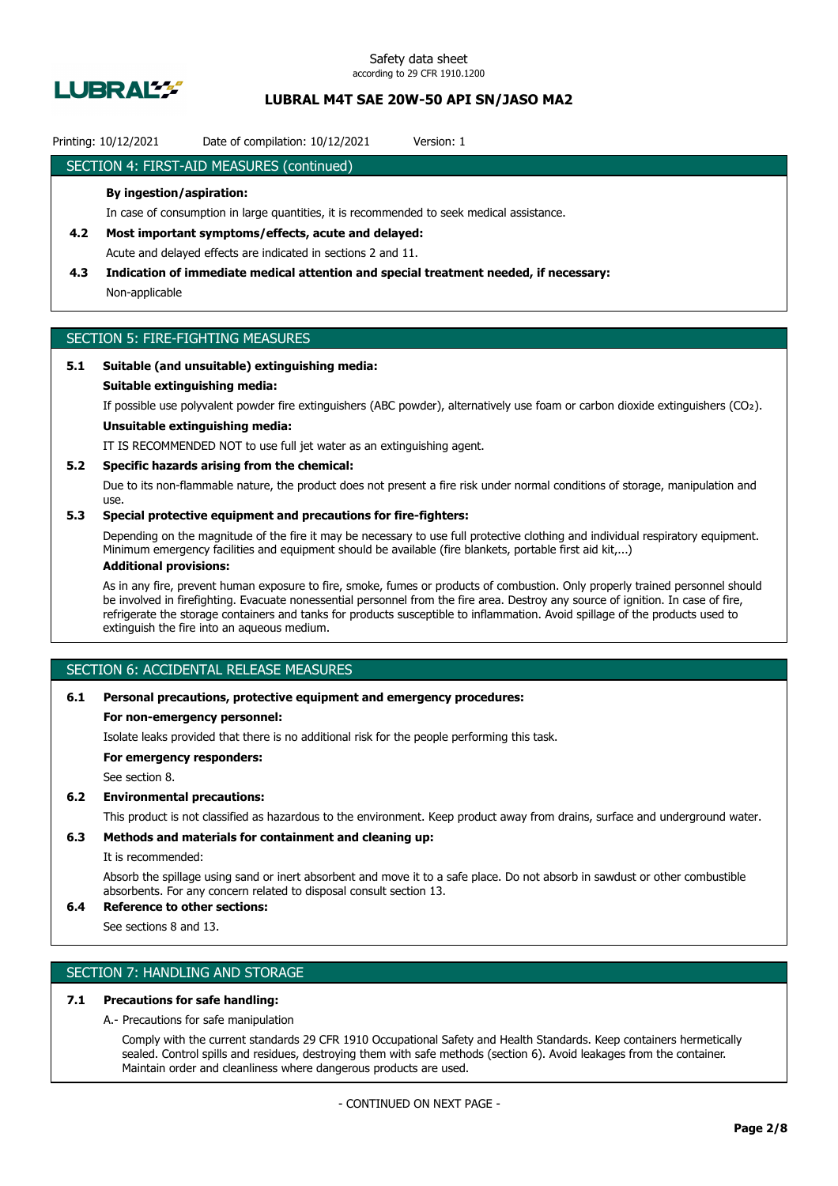## SECTION 4: FIRST-AID MEASURES (continued)

**By ingestion/aspiration:**

In case of consumption in large quantities, it is recommended to seek medical assistance.

**4.2 Most important symptoms/effects, acute and delayed:**

Acute and delayed effects are indicated in sections 2 and 11.

**4.3 Indication of immediate medical attention and special treatment needed, if necessary:**

Non-applicable

## SECTION 5: FIRE-FIGHTING MEASURES

**5.1 Suitable (and unsuitable) extinguishing media:**

**Suitable extinguishing media:**

If possible use polyvalent powder fire extinguishers (ABC powder), alternatively use foam or carbon dioxide extinguishers ($CO_2$).

**Unsuitable extinguishing media:**

IT IS RECOMMENDED NOT to use full jet water as an extinguishing agent.

**5.2 Specific hazards arising from the chemical:**

Due to its non-flammable nature, the product does not present a fire risk under normal conditions of storage, manipulation and use.

**5.3 Special protective equipment and precautions for fire-fighters:**

Depending on the magnitude of the fire it may be necessary to use full protective clothing and individual respiratory equipment. Minimum emergency facilities and equipment should be available (fire blankets, portable first aid kit,...)

**Additional provisions:**

As in any fire, prevent human exposure to fire, smoke, fumes or products of combustion. Only properly trained personnel should be involved in firefighting. Evacuate nonessential personnel from the fire area. Destroy any source of ignition. In case of fire, refrigerate the storage containers and tanks for products susceptible to inflammation. Avoid spillage of the products used to extinguish the fire into an aqueous medium.

## SECTION 6: ACCIDENTAL RELEASE MEASURES

**6.1 Personal precautions, protective equipment and emergency procedures:**

**For non-emergency personnel:**

Isolate leaks provided that there is no additional risk for the people performing this task.

**For emergency responders:**

See section 8.

**6.2 Environmental precautions:**

This product is not classified as hazardous to the environment. Keep product away from drains, surface and underground water.

**6.3 Methods and materials for containment and cleaning up:**

It is recommended:

Absorb the spillage using sand or inert absorbent and move it to a safe place. Do not absorb in sawdust or other combustible absorbents. For any concern related to disposal consult section 13.

**6.4 Reference to other sections:**

See sections 8 and 13.

## SECTION 7: HANDLING AND STORAGE

**7.1 Precautions for safe handling:**

A.- Precautions for safe manipulation

Comply with the current standards 29 CFR 1910 Occupational Safety and Health Standards. Keep containers hermetically sealed. Control spills and residues, destroying them with safe methods (section 6). Avoid leakages from the container. Maintain order and cleanliness where dangerous products are used.

- CONTINUED ON NEXT PAGE -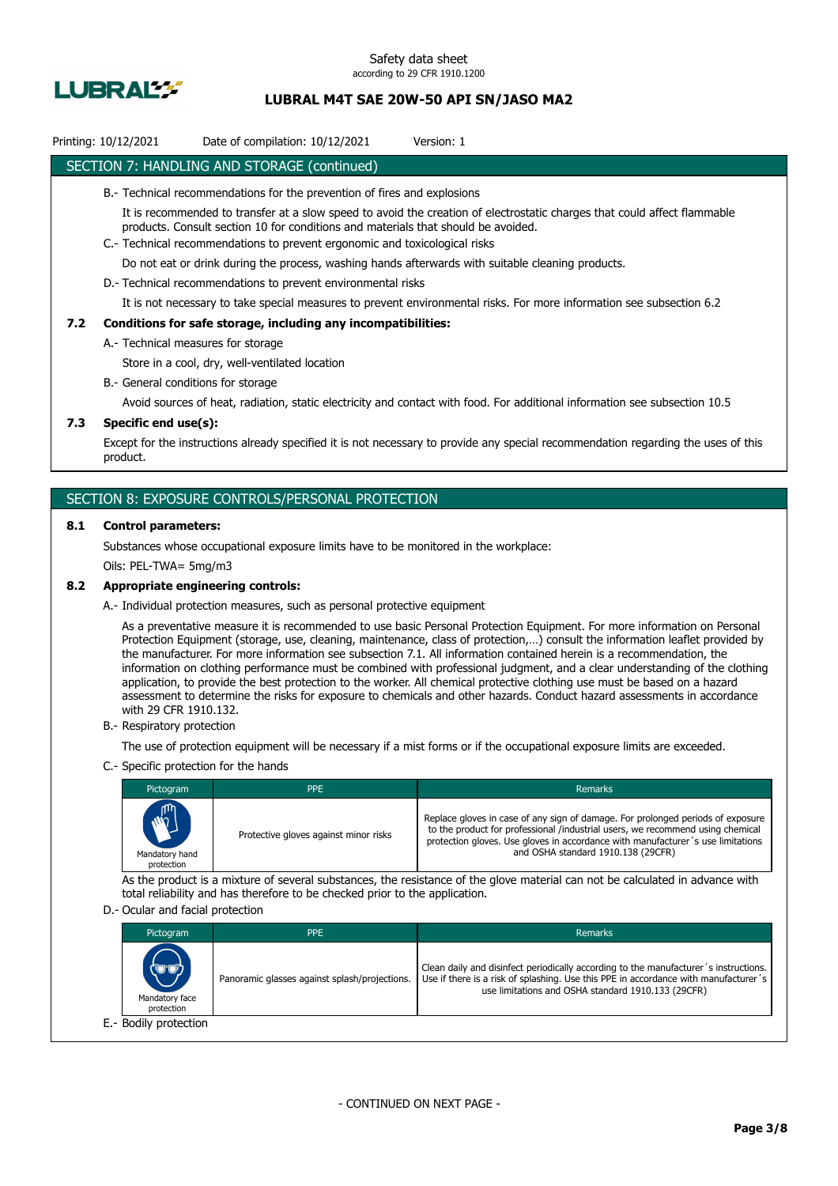## SECTION 7: HANDLING AND STORAGE (continued)

B.- Technical recommendations for the prevention of fires and explosions

It is recommended to transfer at a slow speed to avoid the creation of electrostatic charges that could affect flammable products. Consult section 10 for conditions and materials that should be avoided.

C.- Technical recommendations to prevent ergonomic and toxicological risks

Do not eat or drink during the process, washing hands afterwards with suitable cleaning products.

D.- Technical recommendations to prevent environmental risks

It is not necessary to take special measures to prevent environmental risks. For more information see subsection 6.2

### 7.2 Conditions for safe storage, including any incompatibilities:

A.- Technical measures for storage

Store in a cool, dry, well-ventilated location

B.- General conditions for storage

Avoid sources of heat, radiation, static electricity and contact with food. For additional information see subsection 10.5

### 7.3 Specific end use(s):

Except for the instructions already specified it is not necessary to provide any special recommendation regarding the uses of this product.

## SECTION 8: EXPOSURE CONTROLS/PERSONAL PROTECTION

### 8.1 Control parameters:

Substances whose occupational exposure limits have to be monitored in the workplace:

Oils: PEL-TWA= 5mg/m3

### 8.2 Appropriate engineering controls:

A.- Individual protection measures, such as personal protective equipment

As a preventative measure it is recommended to use basic Personal Protection Equipment. For more information on Personal Protection Equipment (storage, use, cleaning, maintenance, class of protection,…) consult the information leaflet provided by the manufacturer. For more information see subsection 7.1. All information contained herein is a recommendation, the information on clothing performance must be combined with professional judgment, and a clear understanding of the clothing application, to provide the best protection to the worker. All chemical protective clothing use must be based on a hazard assessment to determine the risks for exposure to chemicals and other hazards. Conduct hazard assessments in accordance with 29 CFR 1910.132.

B.- Respiratory protection

The use of protection equipment will be necessary if a mist forms or if the occupational exposure limits are exceeded.

C.- Specific protection for the hands

| Pictogram | PPE | Remarks |
| --- | --- | --- |
| Mandatory hand protection | Protective gloves against minor risks | Replace gloves in case of any sign of damage. For prolonged periods of exposure to the product for professional /industrial users, we recommend using chemical protection gloves. Use gloves in accordance with manufacturer´s use limitations and OSHA standard 1910.138 (29CFR) |

As the product is a mixture of several substances, the resistance of the glove material can not be calculated in advance with total reliability and has therefore to be checked prior to the application.

D.- Ocular and facial protection

| Pictogram | PPE | Remarks |
| --- | --- | --- |
| Mandatory face protection | Panoramic glasses against splash/projections. | Clean daily and disinfect periodically according to the manufacturer´s instructions. Use if there is a risk of splashing. Use this PPE in accordance with manufacturer´s use limitations and OSHA standard 1910.133 (29CFR) |

E.- Bodily protection

- CONTINUED ON NEXT PAGE -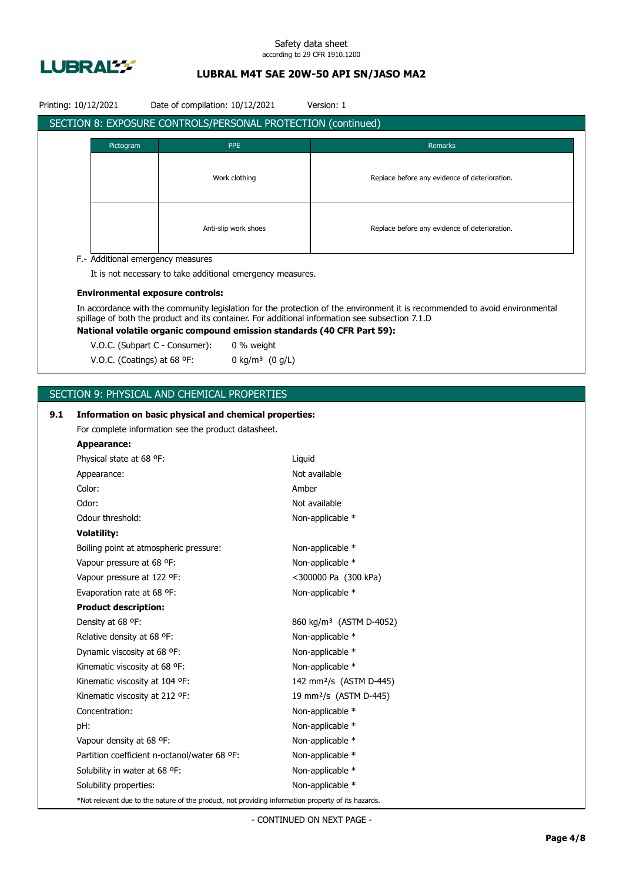## SECTION 8: EXPOSURE CONTROLS/PERSONAL PROTECTION (continued)

| Pictogram | PPE | Remarks |
| --- | --- | --- |
| | Work clothing | Replace before any evidence of deterioration. |
| | Anti-slip work shoes | Replace before any evidence of deterioration. |

F.- Additional emergency measures

It is not necessary to take additional emergency measures.

**Environmental exposure controls:**

In accordance with the community legislation for the protection of the environment it is recommended to avoid environmental spillage of both the product and its container. For additional information see subsection 7.1.D

**National volatile organic compound emission standards (40 CFR Part 59):**

V.O.C. (Subpart C - Consumer): 0 % weight

V.O.C. (Coatings) at 68 ºF: 0 kg/m³ (0 g/L)

## SECTION 9: PHYSICAL AND CHEMICAL PROPERTIES

**9.1 Information on basic physical and chemical properties:**

For complete information see the product datasheet.

**Appearance:**

| | |
| --- | --- |
| Physical state at 68 ºF: | Liquid |
| Appearance: | Not available |
| Color: | Amber |
| Odor: | Not available |
| Odour threshold: | Non-applicable * |

**Volatility:**

| | |
| --- | --- |
| Boiling point at atmospheric pressure: | Non-applicable * |
| Vapour pressure at 68 ºF: | Non-applicable * |
| Vapour pressure at 122 ºF: | <300000 Pa (300 kPa) |
| Evaporation rate at 68 ºF: | Non-applicable * |

**Product description:**

| | |
| --- | --- |
| Density at 68 ºF: | 860 kg/m³ (ASTM D-4052) |
| Relative density at 68 ºF: | Non-applicable * |
| Dynamic viscosity at 68 ºF: | Non-applicable * |
| Kinematic viscosity at 68 ºF: | Non-applicable * |
| Kinematic viscosity at 104 ºF: | 142 mm²/s (ASTM D-445) |
| Kinematic viscosity at 212 ºF: | 19 mm²/s (ASTM D-445) |
| Concentration: | Non-applicable * |
| pH: | Non-applicable * |
| Vapour density at 68 ºF: | Non-applicable * |
| Partition coefficient n-octanol/water 68 ºF: | Non-applicable * |
| Solubility in water at 68 ºF: | Non-applicable * |
| Solubility properties: | Non-applicable * |

*Not relevant due to the nature of the product, not providing information property of its hazards.

- CONTINUED ON NEXT PAGE -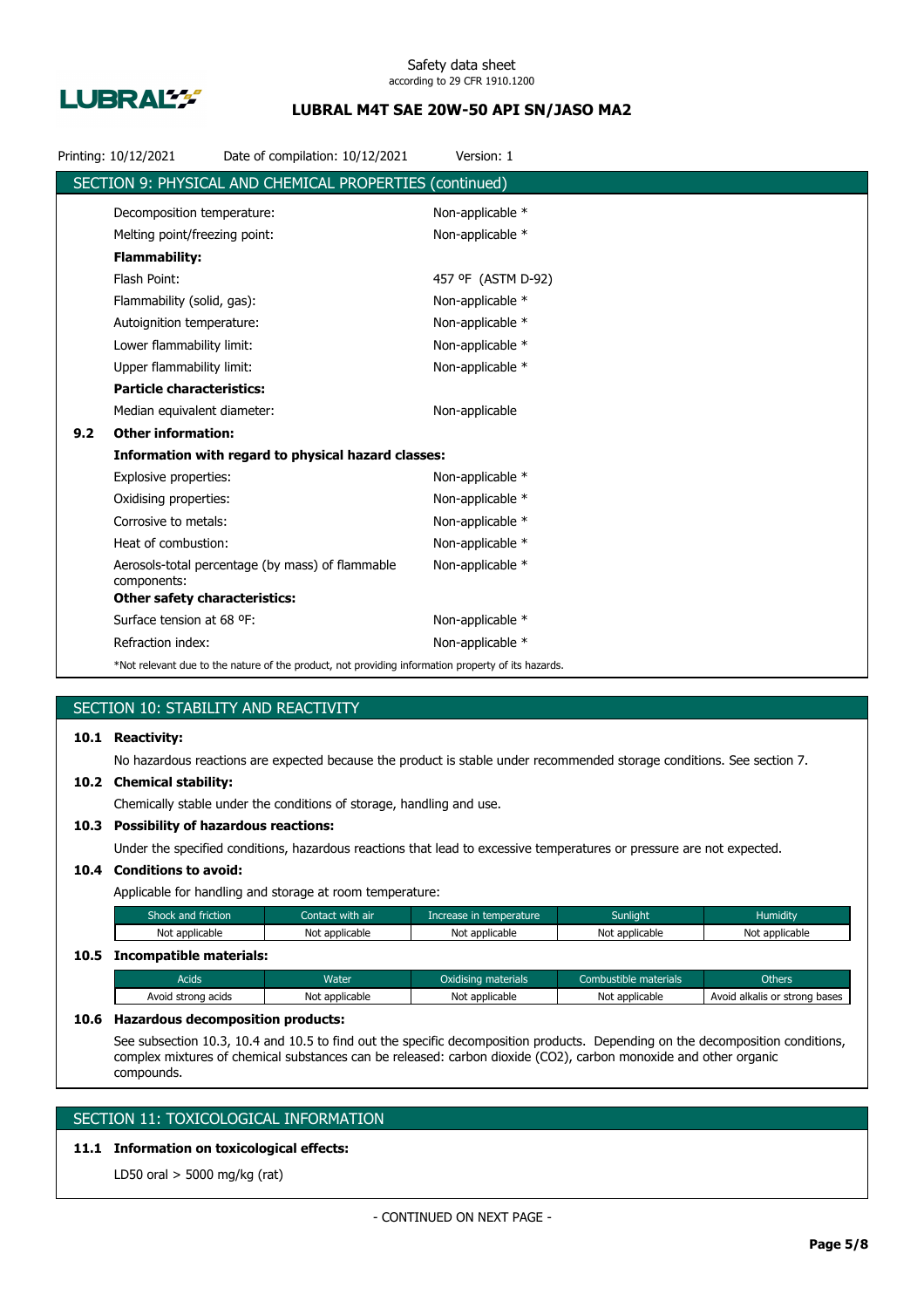## SECTION 9: PHYSICAL AND CHEMICAL PROPERTIES (continued)

| | |
|---|---|
| Decomposition temperature: | Non-applicable * |
| Melting point/freezing point: | Non-applicable * |
| **Flammability:** | |
| Flash Point: | 457 ºF (ASTM D-92) |
| Flammability (solid, gas): | Non-applicable * |
| Autoignition temperature: | Non-applicable * |
| Lower flammability limit: | Non-applicable * |
| Upper flammability limit: | Non-applicable * |
| **Particle characteristics:** | |
| Median equivalent diameter: | Non-applicable |

**9.2 Other information:**

**Information with regard to physical hazard classes:**

| | |
|---|---|
| Explosive properties: | Non-applicable * |
| Oxidising properties: | Non-applicable * |
| Corrosive to metals: | Non-applicable * |
| Heat of combustion: | Non-applicable * |
| Aerosols-total percentage (by mass) of flammable components: | Non-applicable * |
| **Other safety characteristics:** | |
| Surface tension at 68 ºF: | Non-applicable * |
| Refraction index: | Non-applicable * |

*Not relevant due to the nature of the product, not providing information property of its hazards.

## SECTION 10: STABILITY AND REACTIVITY

**10.1 Reactivity:**

No hazardous reactions are expected because the product is stable under recommended storage conditions. See section 7.

**10.2 Chemical stability:**

Chemically stable under the conditions of storage, handling and use.

**10.3 Possibility of hazardous reactions:**

Under the specified conditions, hazardous reactions that lead to excessive temperatures or pressure are not expected.

**10.4 Conditions to avoid:**

Applicable for handling and storage at room temperature:

| Shock and friction | Contact with air | Increase in temperature | Sunlight | Humidity |
|---|---|---|---|---|
| Not applicable | Not applicable | Not applicable | Not applicable | Not applicable |

**10.5 Incompatible materials:**

| Acids | Water | Oxidising materials | Combustible materials | Others |
|---|---|---|---|---|
| Avoid strong acids | Not applicable | Not applicable | Not applicable | Avoid alkalis or strong bases |

**10.6 Hazardous decomposition products:**

See subsection 10.3, 10.4 and 10.5 to find out the specific decomposition products. Depending on the decomposition conditions, complex mixtures of chemical substances can be released: carbon dioxide ($CO_2$), carbon monoxide and other organic compounds.

## SECTION 11: TOXICOLOGICAL INFORMATION

**11.1 Information on toxicological effects:**

LD50 oral > 5000 mg/kg (rat)

- CONTINUED ON NEXT PAGE -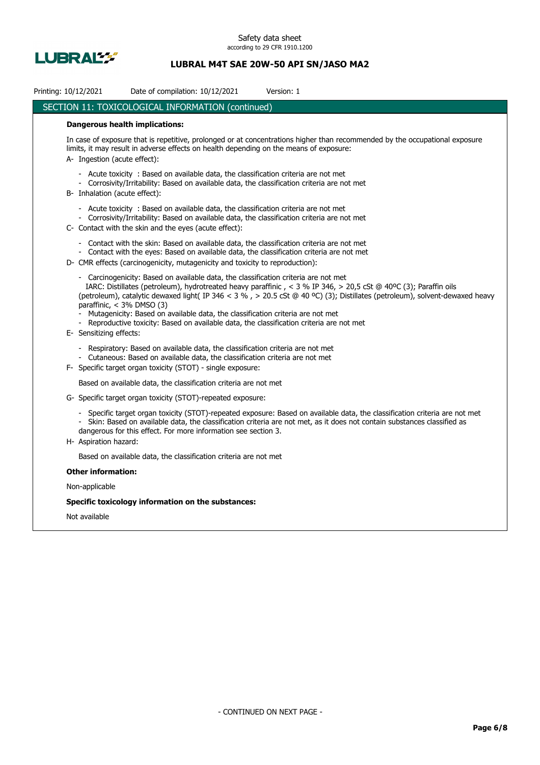## SECTION 11: TOXICOLOGICAL INFORMATION (continued)

**Dangerous health implications:**

In case of exposure that is repetitive, prolonged or at concentrations higher than recommended by the occupational exposure limits, it may result in adverse effects on health depending on the means of exposure:

A- Ingestion (acute effect):

- Acute toxicity : Based on available data, the classification criteria are not met
- Corrosivity/Irritability: Based on available data, the classification criteria are not met

B- Inhalation (acute effect):

- Acute toxicity : Based on available data, the classification criteria are not met
- Corrosivity/Irritability: Based on available data, the classification criteria are not met

C- Contact with the skin and the eyes (acute effect):

- Contact with the skin: Based on available data, the classification criteria are not met
- Contact with the eyes: Based on available data, the classification criteria are not met

D- CMR effects (carcinogenicity, mutagenicity and toxicity to reproduction):

- Carcinogenicity: Based on available data, the classification criteria are not met
  IARC: Distillates (petroleum), hydrotreated heavy paraffinic , < 3 % IP 346, > 20,5 cSt @ 40ºC (3); Paraffin oils (petroleum), catalytic dewaxed light( IP 346 < 3 % , > 20.5 cSt @ 40 ºC) (3); Distillates (petroleum), solvent-dewaxed heavy paraffinic, < 3% DMSO (3)
- Mutagenicity: Based on available data, the classification criteria are not met
- Reproductive toxicity: Based on available data, the classification criteria are not met

E- Sensitizing effects:

- Respiratory: Based on available data, the classification criteria are not met
- Cutaneous: Based on available data, the classification criteria are not met

F- Specific target organ toxicity (STOT) - single exposure:

Based on available data, the classification criteria are not met

G- Specific target organ toxicity (STOT)-repeated exposure:

- Specific target organ toxicity (STOT)-repeated exposure: Based on available data, the classification criteria are not met
- Skin: Based on available data, the classification criteria are not met, as it does not contain substances classified as dangerous for this effect. For more information see section 3.

H- Aspiration hazard:

Based on available data, the classification criteria are not met

**Other information:**

Non-applicable

**Specific toxicology information on the substances:**

Not available

- CONTINUED ON NEXT PAGE -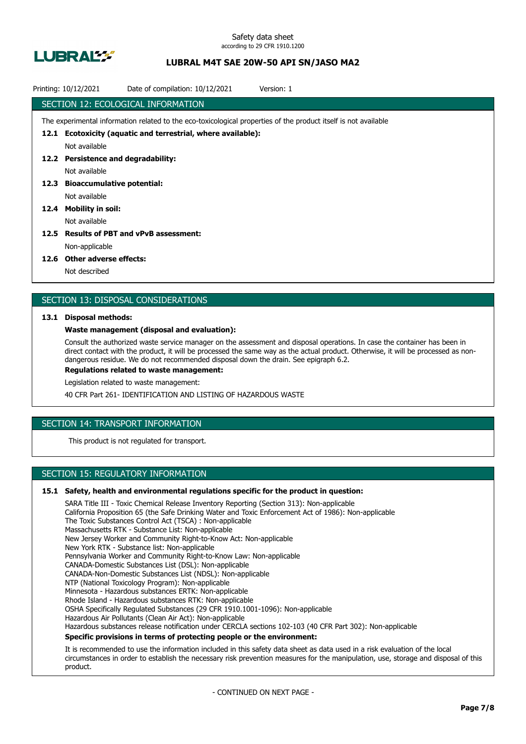## SECTION 12: ECOLOGICAL INFORMATION

The experimental information related to the eco-toxicological properties of the product itself is not available

**12.1 Ecotoxicity (aquatic and terrestrial, where available):**

Not available

**12.2 Persistence and degradability:**

Not available

**12.3 Bioaccumulative potential:**

Not available

**12.4 Mobility in soil:**

Not available

**12.5 Results of PBT and vPvB assessment:**

Non-applicable

**12.6 Other adverse effects:**

Not described

## SECTION 13: DISPOSAL CONSIDERATIONS

**13.1 Disposal methods:**

**Waste management (disposal and evaluation):**

Consult the authorized waste service manager on the assessment and disposal operations. In case the container has been in direct contact with the product, it will be processed the same way as the actual product. Otherwise, it will be processed as non-dangerous residue. We do not recommended disposal down the drain. See epigraph 6.2.

**Regulations related to waste management:**

Legislation related to waste management:

40 CFR Part 261- IDENTIFICATION AND LISTING OF HAZARDOUS WASTE

## SECTION 14: TRANSPORT INFORMATION

This product is not regulated for transport.

## SECTION 15: REGULATORY INFORMATION

**15.1 Safety, health and environmental regulations specific for the product in question:**

SARA Title III - Toxic Chemical Release Inventory Reporting (Section 313): Non-applicable
California Proposition 65 (the Safe Drinking Water and Toxic Enforcement Act of 1986): Non-applicable
The Toxic Substances Control Act (TSCA) : Non-applicable
Massachusetts RTK - Substance List: Non-applicable
New Jersey Worker and Community Right-to-Know Act: Non-applicable
New York RTK - Substance list: Non-applicable
Pennsylvania Worker and Community Right-to-Know Law: Non-applicable
CANADA-Domestic Substances List (DSL): Non-applicable
CANADA-Non-Domestic Substances List (NDSL): Non-applicable
NTP (National Toxicology Program): Non-applicable
Minnesota - Hazardous substances ERTK: Non-applicable
Rhode Island - Hazardous substances RTK: Non-applicable
OSHA Specifically Regulated Substances (29 CFR 1910.1001-1096): Non-applicable
Hazardous Air Pollutants (Clean Air Act): Non-applicable
Hazardous substances release notification under CERCLA sections 102-103 (40 CFR Part 302): Non-applicable

**Specific provisions in terms of protecting people or the environment:**

It is recommended to use the information included in this safety data sheet as data used in a risk evaluation of the local circumstances in order to establish the necessary risk prevention measures for the manipulation, use, storage and disposal of this product.

- CONTINUED ON NEXT PAGE -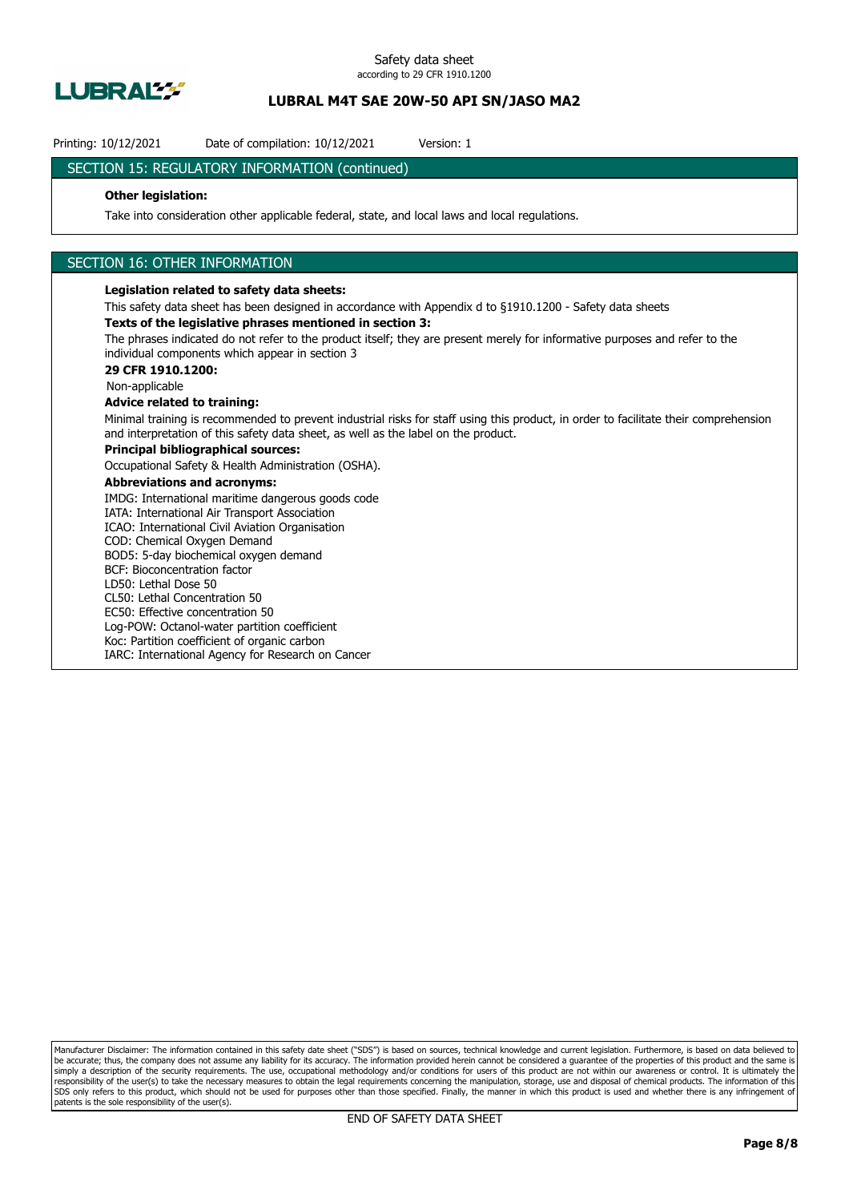## SECTION 15: REGULATORY INFORMATION (continued)

**Other legislation:**

Take into consideration other applicable federal, state, and local laws and local regulations.

## SECTION 16: OTHER INFORMATION

**Legislation related to safety data sheets:**

This safety data sheet has been designed in accordance with Appendix d to §1910.1200 - Safety data sheets

**Texts of the legislative phrases mentioned in section 3:**

The phrases indicated do not refer to the product itself; they are present merely for informative purposes and refer to the individual components which appear in section 3

**29 CFR 1910.1200:**

Non-applicable

**Advice related to training:**

Minimal training is recommended to prevent industrial risks for staff using this product, in order to facilitate their comprehension and interpretation of this safety data sheet, as well as the label on the product.

**Principal bibliographical sources:**

Occupational Safety & Health Administration (OSHA).

**Abbreviations and acronyms:**

IMDG: International maritime dangerous goods code
IATA: International Air Transport Association
ICAO: International Civil Aviation Organisation
COD: Chemical Oxygen Demand
BOD5: 5-day biochemical oxygen demand
BCF: Bioconcentration factor
LD50: Lethal Dose 50
CL50: Lethal Concentration 50
EC50: Effective concentration 50
Log-POW: Octanol-water partition coefficient
Koc: Partition coefficient of organic carbon
IARC: International Agency for Research on Cancer

Manufacturer Disclaimer: The information contained in this safety date sheet ("SDS") is based on sources, technical knowledge and current legislation. Furthermore, is based on data believed to be accurate; thus, the company does not assume any liability for its accuracy. The information provided herein cannot be considered a guarantee of the properties of this product and the same is simply a description of the security requirements. The use, occupational methodology and/or conditions for users of this product are not within our awareness or control. It is ultimately the responsibility of the user(s) to take the necessary measures to obtain the legal requirements concerning the manipulation, storage, use and disposal of chemical products. The information of this SDS only refers to this product, which should not be used for purposes other than those specified. Finally, the manner in which this product is used and whether there is any infringement of patents is the sole responsibility of the user(s).

END OF SAFETY DATA SHEET